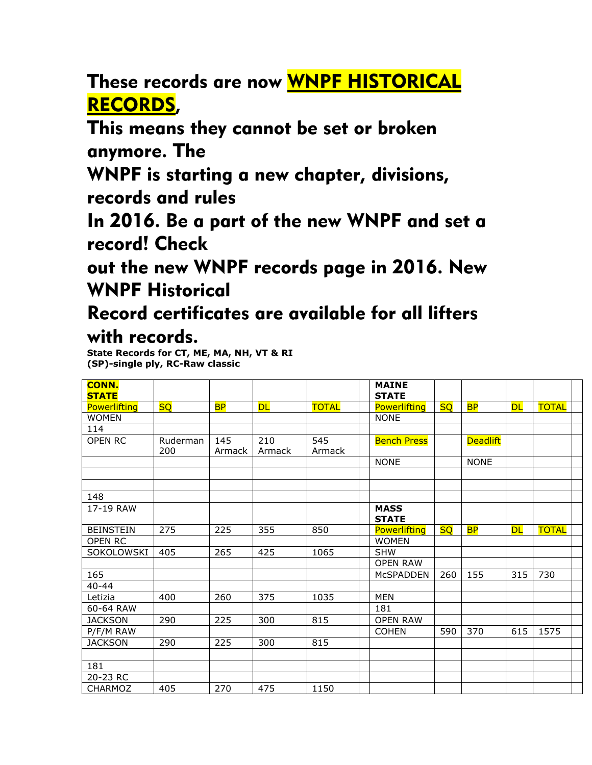# These records are now WNPF HISTORICAL RECORDS,

# This means they cannot be set or broken anymore. The WNPF is starting a new chapter, divisions, records and rules In 2016. Be a part of the new WNPF and set a record! Check out the new WNPF records page in 2016. New WNPF Historical Record certificates are available for all lifters with records.

**State Records for CT, ME, MA, NH, VT & RI**
**(SP)-single ply, RC-Raw classic**

| **CONN. STATE** | | | | | | **MAINE STATE** | | | | | |
|---|---|---|---|---|---|---|---|---|---|---|---|
| Powerlifting | SQ | BP | DL | TOTAL | | Powerlifting | SQ | BP | DL | TOTAL | |
| WOMEN | | | | | | NONE | | | | | |
| 114 | | | | | | | | | | | |
| OPEN RC | Ruderman 200 | 145 Armack | 210 Armack | 545 Armack | | Bench Press | | Deadlift | | | |
| | | | | | | NONE | | NONE | | | |
| | | | | | | | | | | | |
| | | | | | | | | | | | |
| 148 | | | | | | | | | | | |
| 17-19 RAW | | | | | | **MASS STATE** | | | | | |
| BEINSTEIN | 275 | 225 | 355 | 850 | | Powerlifting | SQ | BP | DL | TOTAL | |
| OPEN RC | | | | | | WOMEN | | | | | |
| SOKOLOWSKI | 405 | 265 | 425 | 1065 | | SHW | | | | | |
| | | | | | | OPEN RAW | | | | | |
| 165 | | | | | | McSPADDEN | 260 | 155 | 315 | 730 | |
| 40-44 | | | | | | | | | | | |
| Letizia | 400 | 260 | 375 | 1035 | | MEN | | | | | |
| 60-64 RAW | | | | | | 181 | | | | | |
| JACKSON | 290 | 225 | 300 | 815 | | OPEN RAW | | | | | |
| P/F/M RAW | | | | | | COHEN | 590 | 370 | 615 | 1575 | |
| JACKSON | 290 | 225 | 300 | 815 | | | | | | | |
| | | | | | | | | | | | |
| 181 | | | | | | | | | | | |
| 20-23 RC | | | | | | | | | | | |
| CHARMOZ | 405 | 270 | 475 | 1150 | | | | | | | |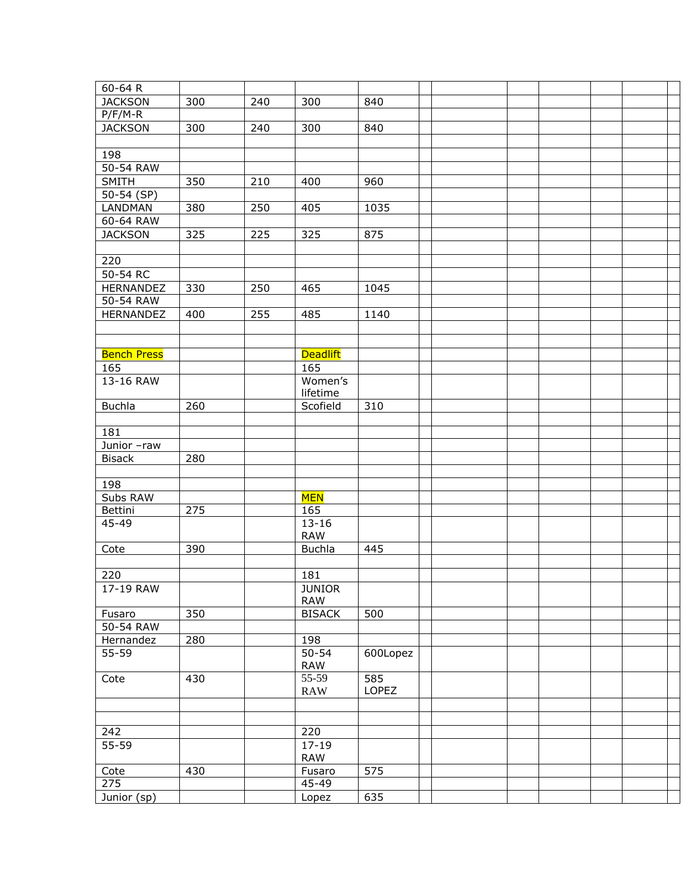| 60-64 R | | | | | | | | | | | |
|---|---|---|---|---|---|---|---|---|---|---|---|
| JACKSON | 300 | 240 | 300 | 840 | | | | | | | |
| P/F/M-R | | | | | | | | | | | |
| JACKSON | 300 | 240 | 300 | 840 | | | | | | | |
| | | | | | | | | | | | |
| 198 | | | | | | | | | | | |
| 50-54 RAW | | | | | | | | | | | |
| SMITH | 350 | 210 | 400 | 960 | | | | | | | |
| 50-54 (SP) | | | | | | | | | | | |
| LANDMAN | 380 | 250 | 405 | 1035 | | | | | | | |
| 60-64 RAW | | | | | | | | | | | |
| JACKSON | 325 | 225 | 325 | 875 | | | | | | | |
| | | | | | | | | | | | |
| 220 | | | | | | | | | | | |
| 50-54 RC | | | | | | | | | | | |
| HERNANDEZ | 330 | 250 | 465 | 1045 | | | | | | | |
| 50-54 RAW | | | | | | | | | | | |
| HERNANDEZ | 400 | 255 | 485 | 1140 | | | | | | | |
| | | | | | | | | | | | |
| | | | | | | | | | | | |
| Bench Press | | | Deadlift | | | | | | | | |
| 165 | | | 165 | | | | | | | | |
| 13-16 RAW | | | Women's lifetime | | | | | | | | |
| Buchla | 260 | | Scofield | 310 | | | | | | | |
| | | | | | | | | | | | |
| 181 | | | | | | | | | | | |
| Junior –raw | | | | | | | | | | | |
| Bisack | 280 | | | | | | | | | | |
| | | | | | | | | | | | |
| 198 | | | | | | | | | | | |
| Subs RAW | | | MEN | | | | | | | | |
| Bettini | 275 | | 165 | | | | | | | | |
| 45-49 | | | 13-16 RAW | | | | | | | | |
| Cote | 390 | | Buchla | 445 | | | | | | | |
| | | | | | | | | | | | |
| 220 | | | 181 | | | | | | | | |
| 17-19 RAW | | | JUNIOR RAW | | | | | | | | |
| Fusaro | 350 | | BISACK | 500 | | | | | | | |
| 50-54 RAW | | | | | | | | | | | |
| Hernandez | 280 | | 198 | | | | | | | | |
| 55-59 | | | 50-54 RAW | 600Lopez | | | | | | | |
| Cote | 430 | | 55-59 RAW | 585 LOPEZ | | | | | | | |
| | | | | | | | | | | | |
| | | | | | | | | | | | |
| 242 | | | 220 | | | | | | | | |
| 55-59 | | | 17-19 RAW | | | | | | | | |
| Cote | 430 | | Fusaro | 575 | | | | | | | |
| 275 | | | 45-49 | | | | | | | | |
| Junior (sp) | | | Lopez | 635 | | | | | | | |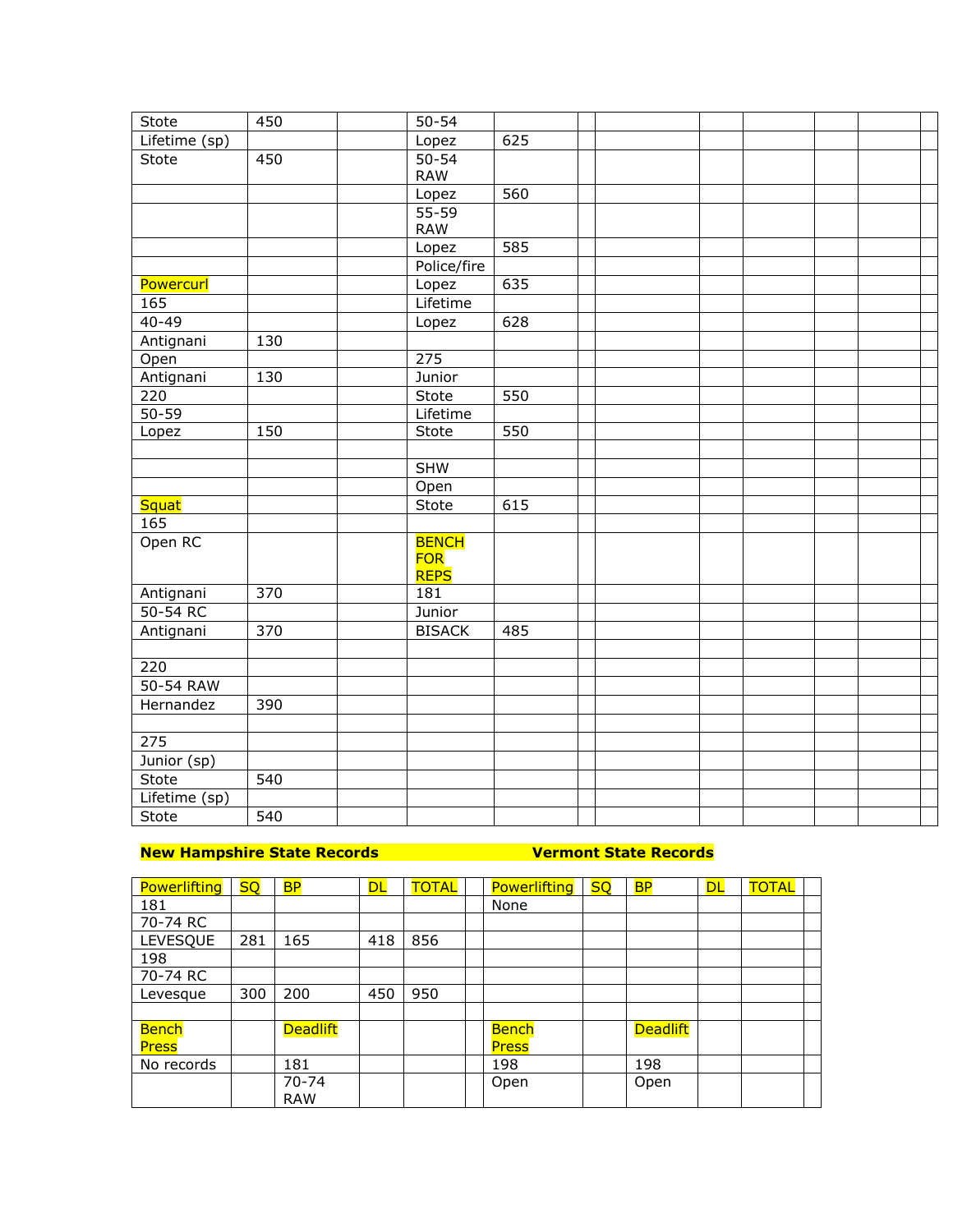| | | | | | | | | | | | |
|---|---|---|---|---|---|---|---|---|---|---|---|
| Stote | 450 | | 50-54 | | | | | | | | |
| Lifetime (sp) | | | Lopez | 625 | | | | | | | |
| Stote | 450 | | 50-54 RAW | | | | | | | | |
| | | | Lopez | 560 | | | | | | | |
| | | | 55-59 RAW | | | | | | | | |
| | | | Lopez | 585 | | | | | | | |
| | | | Police/fire | | | | | | | | |
| Powercurl | | | Lopez | 635 | | | | | | | |
| 165 | | | Lifetime | | | | | | | | |
| 40-49 | | | Lopez | 628 | | | | | | | |
| Antignani | 130 | | | | | | | | | | |
| Open | | | 275 | | | | | | | | |
| Antignani | 130 | | Junior | | | | | | | | |
| 220 | | | Stote | 550 | | | | | | | |
| 50-59 | | | Lifetime | | | | | | | | |
| Lopez | 150 | | Stote | 550 | | | | | | | |
| | | | | | | | | | | | |
| | | | SHW | | | | | | | | |
| | | | Open | | | | | | | | |
| Squat | | | Stote | 615 | | | | | | | |
| 165 | | | | | | | | | | | |
| Open RC | | | BENCH FOR REPS | | | | | | | | |
| Antignani | 370 | | 181 | | | | | | | | |
| 50-54 RC | | | Junior | | | | | | | | |
| Antignani | 370 | | BISACK | 485 | | | | | | | |
| | | | | | | | | | | | |
| 220 | | | | | | | | | | | |
| 50-54 RAW | | | | | | | | | | | |
| Hernandez | 390 | | | | | | | | | | |
| | | | | | | | | | | | |
| 275 | | | | | | | | | | | |
| Junior (sp) | | | | | | | | | | | |
| Stote | 540 | | | | | | | | | | |
| Lifetime (sp) | | | | | | | | | | | |
| Stote | 540 | | | | | | | | | | |

**New Hampshire State Records**

| Powerlifting | SQ | BP | DL | TOTAL |
|---|---|---|---|---|
| 181 | | | | |
| 70-74 RC | | | | |
| LEVESQUE | 281 | 165 | 418 | 856 |
| 198 | | | | |
| 70-74 RC | | | | |
| Levesque | 300 | 200 | 450 | 950 |
| | | | | |
| Bench Press | | Deadlift | | |
| No records | | 181 | | |
| | | 70-74 RAW | | |

**Vermont State Records**

| Powerlifting | SQ | BP | DL | TOTAL |
|---|---|---|---|---|
| None | | | | |
| | | | | |
| | | | | |
| | | | | |
| | | | | |
| | | | | |
| | | | | |
| Bench Press | | Deadlift | | |
| 198 | | 198 | | |
| Open | | Open | | |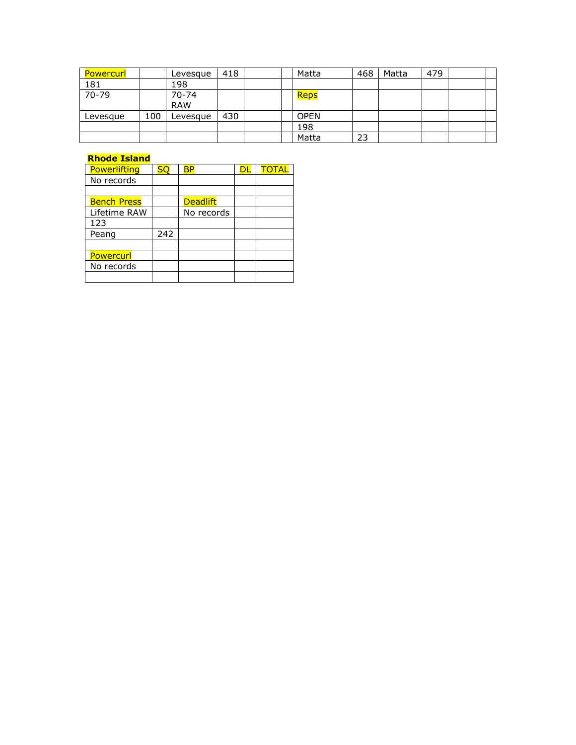| | | | | | | | | | | | |
|---|---|---|---|---|---|---|---|---|---|---|---|
| Powercurl | | Levesque | 418 | | | Matta | 468 | Matta | 479 | | |
| 181 | | 198 | | | | | | | | | |
| 70-79 | | 70-74 RAW | | | | Reps | | | | | |
| Levesque | 100 | Levesque | 430 | | | OPEN | | | | | |
| | | | | | | 198 | | | | | |
| | | | | | | Matta | 23 | | | | |

**Rhode Island**

| Powerlifting | SQ | BP | DL | TOTAL |
|---|---|---|---|---|
| No records | | | | |
| | | | | |
| Bench Press | | Deadlift | | |
| Lifetime RAW | | No records | | |
| 123 | | | | |
| Peang | 242 | | | |
| | | | | |
| Powercurl | | | | |
| No records | | | | |
| | | | | |